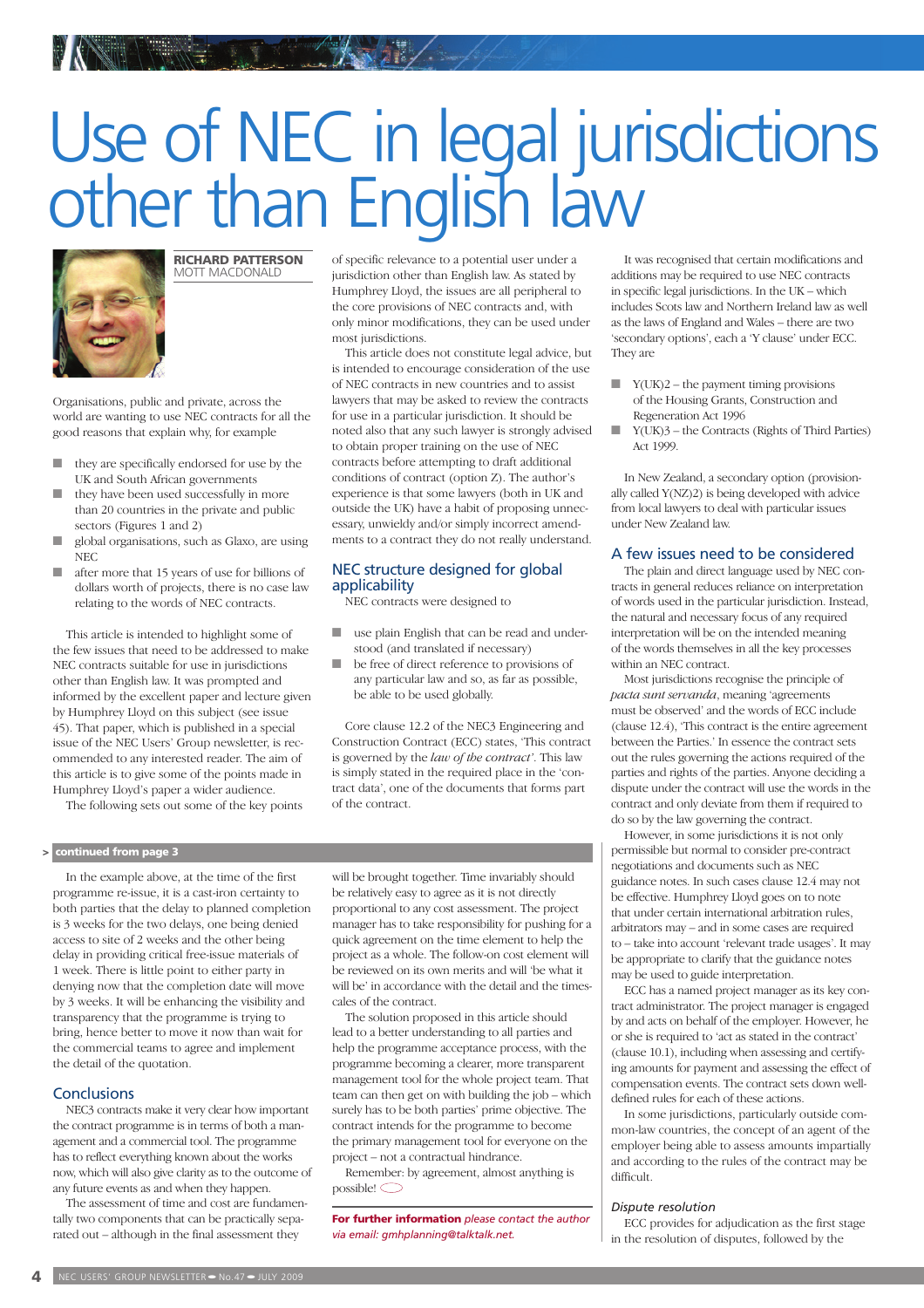# Use of NEC in legal jurisdictions other than English law

**RICHARD PATTERSON**
MOTT MACDONALD

Organisations, public and private, across the world are wanting to use NEC contracts for all the good reasons that explain why, for example

- they are specifically endorsed for use by the UK and South African governments
- they have been used successfully in more than 20 countries in the private and public sectors (Figures 1 and 2)
- global organisations, such as Glaxo, are using NEC
- after more that 15 years of use for billions of dollars worth of projects, there is no case law relating to the words of NEC contracts.

This article is intended to highlight some of the few issues that need to be addressed to make NEC contracts suitable for use in jurisdictions other than English law. It was prompted and informed by the excellent paper and lecture given by Humphrey Lloyd on this subject (see issue 45). That paper, which is published in a special issue of the NEC Users' Group newsletter, is recommended to any interested reader. The aim of this article is to give some of the points made in Humphrey Lloyd's paper a wider audience.

The following sets out some of the key points of specific relevance to a potential user under a jurisdiction other than English law. As stated by Humphrey Lloyd, the issues are all peripheral to the core provisions of NEC contracts and, with only minor modifications, they can be used under most jurisdictions.

This article does not constitute legal advice, but is intended to encourage consideration of the use of NEC contracts in new countries and to assist lawyers that may be asked to review the contracts for use in a particular jurisdiction. It should be noted also that any such lawyer is strongly advised to obtain proper training on the use of NEC contracts before attempting to draft additional conditions of contract (option Z). The author's experience is that some lawyers (both in UK and outside the UK) have a habit of proposing unnecessary, unwieldy and/or simply incorrect amendments to a contract they do not really understand.

## NEC structure designed for global applicability

NEC contracts were designed to

- use plain English that can be read and understood (and translated if necessary)
- be free of direct reference to provisions of any particular law and so, as far as possible, be able to be used globally.

Core clause 12.2 of the NEC3 Engineering and Construction Contract (ECC) states, 'This contract is governed by the *law of the contract*'. This law is simply stated in the required place in the 'contract data', one of the documents that forms part of the contract.

It was recognised that certain modifications and additions may be required to use NEC contracts in specific legal jurisdictions. In the UK – which includes Scots law and Northern Ireland law as well as the laws of England and Wales – there are two 'secondary options', each a 'Y clause' under ECC. They are

- Y(UK)2 – the payment timing provisions of the Housing Grants, Construction and Regeneration Act 1996
- Y(UK)3 – the Contracts (Rights of Third Parties) Act 1999.

In New Zealand, a secondary option (provisionally called Y(NZ)2) is being developed with advice from local lawyers to deal with particular issues under New Zealand law.

## A few issues need to be considered

The plain and direct language used by NEC contracts in general reduces reliance on interpretation of words used in the particular jurisdiction. Instead, the natural and necessary focus of any required interpretation will be on the intended meaning of the words themselves in all the key processes within an NEC contract.

Most jurisdictions recognise the principle of *pacta sunt servanda*, meaning 'agreements must be observed' and the words of ECC include (clause 12.4), 'This contract is the entire agreement between the Parties.' In essence the contract sets out the rules governing the actions required of the parties and rights of the parties. Anyone deciding a dispute under the contract will use the words in the contract and only deviate from them if required to do so by the law governing the contract.

However, in some jurisdictions it is not only permissible but normal to consider pre-contract negotiations and documents such as NEC guidance notes. In such cases clause 12.4 may not be effective. Humphrey Lloyd goes on to note that under certain international arbitration rules, arbitrators may – and in some cases are required to – take into account 'relevant trade usages'. It may be appropriate to clarify that the guidance notes may be used to guide interpretation.

ECC has a named project manager as its key contract administrator. The project manager is engaged by and acts on behalf of the employer. However, he or she is required to 'act as stated in the contract' (clause 10.1), including when assessing and certifying amounts for payment and assessing the effect of compensation events. The contract sets down well-defined rules for each of these actions.

In some jurisdictions, particularly outside common-law countries, the concept of an agent of the employer being able to assess amounts impartially and according to the rules of the contract may be difficult.

### Dispute resolution

ECC provides for adjudication as the first stage in the resolution of disputes, followed by the

---

> **continued from page 3**

In the example above, at the time of the first programme re-issue, it is a cast-iron certainty to both parties that the delay to planned completion is 3 weeks for the two delays, one being denied access to site of 2 weeks and the other being delay in providing critical free-issue materials of 1 week. There is little point to either party in denying now that the completion date will move by 3 weeks. It will be enhancing the visibility and transparency that the programme is trying to bring, hence better to move it now than wait for the commercial teams to agree and implement the detail of the quotation.

## Conclusions

NEC3 contracts make it very clear how important the contract programme is in terms of both a management and a commercial tool. The programme has to reflect everything known about the works now, which will also give clarity as to the outcome of any future events as and when they happen.

The assessment of time and cost are fundamentally two components that can be practically separated out – although in the final assessment they will be brought together. Time invariably should be relatively easy to agree as it is not directly proportional to any cost assessment. The project manager has to take responsibility for pushing for a quick agreement on the time element to help the project as a whole. The follow-on cost element will be reviewed on its own merits and will 'be what it will be' in accordance with the detail and the timescales of the contract.

The solution proposed in this article should lead to a better understanding to all parties and help the programme acceptance process, with the programme becoming a clearer, more transparent management tool for the whole project team. That team can then get on with building the job – which surely has to be both parties' prime objective. The contract intends for the programme to become the primary management tool for everyone on the project – not a contractual hindrance.

Remember: by agreement, almost anything is possible!

**For further information** *please contact the author via email: gmhplanning@talktalk.net.*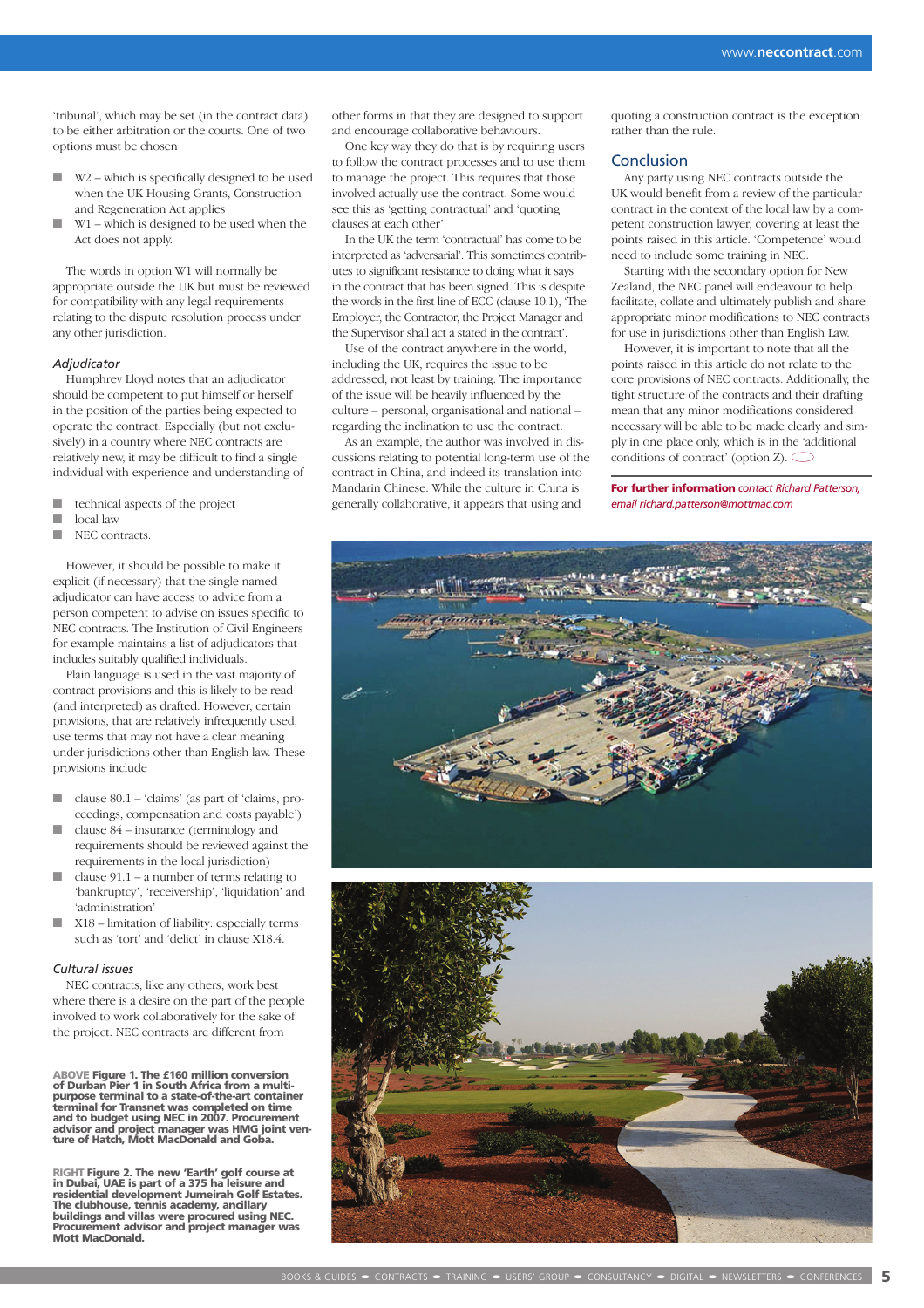'tribunal', which may be set (in the contract data) to be either arbitration or the courts. One of two options must be chosen

- W2 – which is specifically designed to be used when the UK Housing Grants, Construction and Regeneration Act applies
- W1 – which is designed to be used when the Act does not apply.

The words in option W1 will normally be appropriate outside the UK but must be reviewed for compatibility with any legal requirements relating to the dispute resolution process under any other jurisdiction.

### *Adjudicator*

Humphrey Lloyd notes that an adjudicator should be competent to put himself or herself in the position of the parties being expected to operate the contract. Especially (but not exclusively) in a country where NEC contracts are relatively new, it may be difficult to find a single individual with experience and understanding of

- technical aspects of the project
- local law
- NEC contracts.

However, it should be possible to make it explicit (if necessary) that the single named adjudicator can have access to advice from a person competent to advise on issues specific to NEC contracts. The Institution of Civil Engineers for example maintains a list of adjudicators that includes suitably qualified individuals.

Plain language is used in the vast majority of contract provisions and this is likely to be read (and interpreted) as drafted. However, certain provisions, that are relatively infrequently used, use terms that may not have a clear meaning under jurisdictions other than English law. These provisions include

- clause 80.1 – 'claims' (as part of 'claims, proceedings, compensation and costs payable')
- clause 84 – insurance (terminology and requirements should be reviewed against the requirements in the local jurisdiction)
- clause 91.1 – a number of terms relating to 'bankruptcy', 'receivership', 'liquidation' and 'administration'
- X18 – limitation of liability: especially terms such as 'tort' and 'delict' in clause X18.4.

### *Cultural issues*

NEC contracts, like any others, work best where there is a desire on the part of the people involved to work collaboratively for the sake of the project. NEC contracts are different from other forms in that they are designed to support and encourage collaborative behaviours.

One key way they do that is by requiring users to follow the contract processes and to use them to manage the project. This requires that those involved actually use the contract. Some would see this as 'getting contractual' and 'quoting clauses at each other'.

In the UK the term 'contractual' has come to be interpreted as 'adversarial'. This sometimes contributes to significant resistance to doing what it says in the contract that has been signed. This is despite the words in the first line of ECC (clause 10.1), 'The Employer, the Contractor, the Project Manager and the Supervisor shall act a stated in the contract'.

Use of the contract anywhere in the world, including the UK, requires the issue to be addressed, not least by training. The importance of the issue will be heavily influenced by the culture – personal, organisational and national – regarding the inclination to use the contract.

As an example, the author was involved in discussions relating to potential long-term use of the contract in China, and indeed its translation into Mandarin Chinese. While the culture in China is generally collaborative, it appears that using and quoting a construction contract is the exception rather than the rule.

## Conclusion

Any party using NEC contracts outside the UK would benefit from a review of the particular contract in the context of the local law by a competent construction lawyer, covering at least the points raised in this article. 'Competence' would need to include some training in NEC.

Starting with the secondary option for New Zealand, the NEC panel will endeavour to help facilitate, collate and ultimately publish and share appropriate minor modifications to NEC contracts for use in jurisdictions other than English Law.

However, it is important to note that all the points raised in this article do not relate to the core provisions of NEC contracts. Additionally, the tight structure of the contracts and their drafting mean that any minor modifications considered necessary will be able to be made clearly and simply in one place only, which is in the 'additional conditions of contract' (option Z).

**For further information** *contact Richard Patterson, email richard.patterson@mottmac.com*

**ABOVE Figure 1. The £160 million conversion of Durban Pier 1 in South Africa from a multi-purpose terminal to a state-of-the-art container terminal for Transnet was completed on time and to budget using NEC in 2007. Procurement advisor and project manager was HMG joint venture of Hatch, Mott MacDonald and Goba.**

**RIGHT Figure 2. The new 'Earth' golf course at in Dubai, UAE is part of a 375 ha leisure and residential development Jumeirah Golf Estates. The clubhouse, tennis academy, ancillary buildings and villas were procured using NEC. Procurement advisor and project manager was Mott MacDonald.**